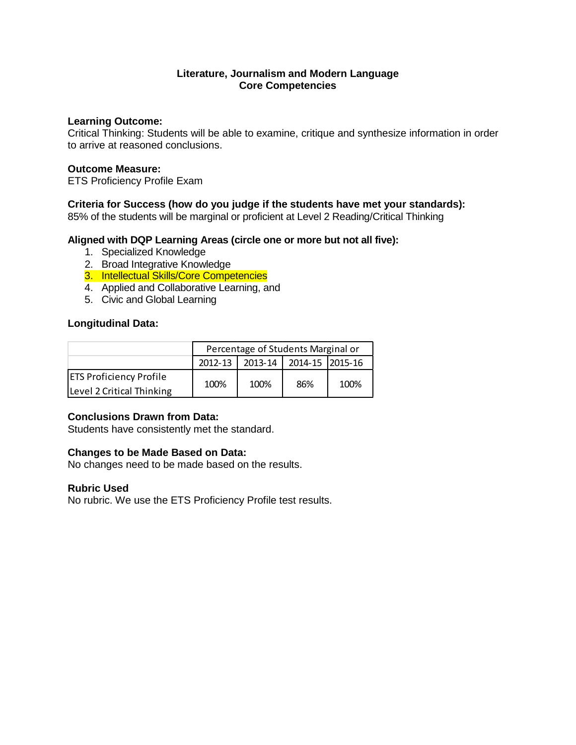**Literature, Journalism and Modern Language**
**Core Competencies**

**Learning Outcome:**
Critical Thinking: Students will be able to examine, critique and synthesize information in order to arrive at reasoned conclusions.

**Outcome Measure:**
ETS Proficiency Profile Exam

**Criteria for Success (how do you judge if the students have met your standards):**
85% of the students will be marginal or proficient at Level 2 Reading/Critical Thinking

**Aligned with DQP Learning Areas (circle one or more but not all five):**

1. Specialized Knowledge
2. Broad Integrative Knowledge
3. Intellectual Skills/Core Competencies
4. Applied and Collaborative Learning, and
5. Civic and Global Learning

**Longitudinal Data:**

| | Percentage of Students Marginal or | | | |
|---|---|---|---|---|
| | 2012-13 | 2013-14 | 2014-15 | 2015-16 |
| ETS Proficiency Profile Level 2 Critical Thinking | 100% | 100% | 86% | 100% |

**Conclusions Drawn from Data:**
Students have consistently met the standard.

**Changes to be Made Based on Data:**
No changes need to be made based on the results.

**Rubric Used**
No rubric. We use the ETS Proficiency Profile test results.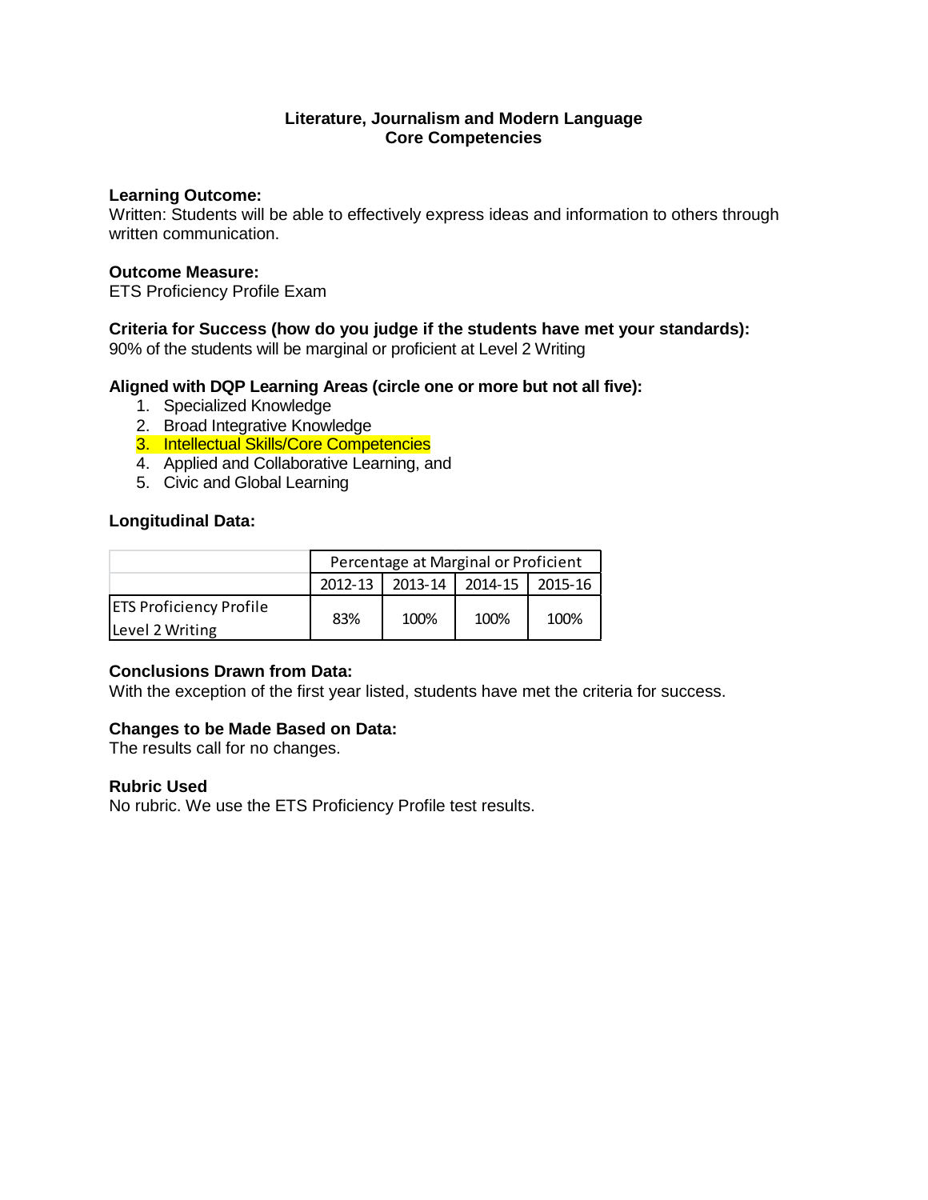# Literature, Journalism and Modern Language
## Core Competencies

**Learning Outcome:**
Written: Students will be able to effectively express ideas and information to others through written communication.

**Outcome Measure:**
ETS Proficiency Profile Exam

**Criteria for Success (how do you judge if the students have met your standards):**
90% of the students will be marginal or proficient at Level 2 Writing

**Aligned with DQP Learning Areas (circle one or more but not all five):**
1. Specialized Knowledge
2. Broad Integrative Knowledge
3. Intellectual Skills/Core Competencies
4. Applied and Collaborative Learning, and
5. Civic and Global Learning

**Longitudinal Data:**

| | Percentage at Marginal or Proficient | | | |
|---|---|---|---|---|
| | 2012-13 | 2013-14 | 2014-15 | 2015-16 |
| ETS Proficiency Profile Level 2 Writing | 83% | 100% | 100% | 100% |

**Conclusions Drawn from Data:**
With the exception of the first year listed, students have met the criteria for success.

**Changes to be Made Based on Data:**
The results call for no changes.

**Rubric Used**
No rubric. We use the ETS Proficiency Profile test results.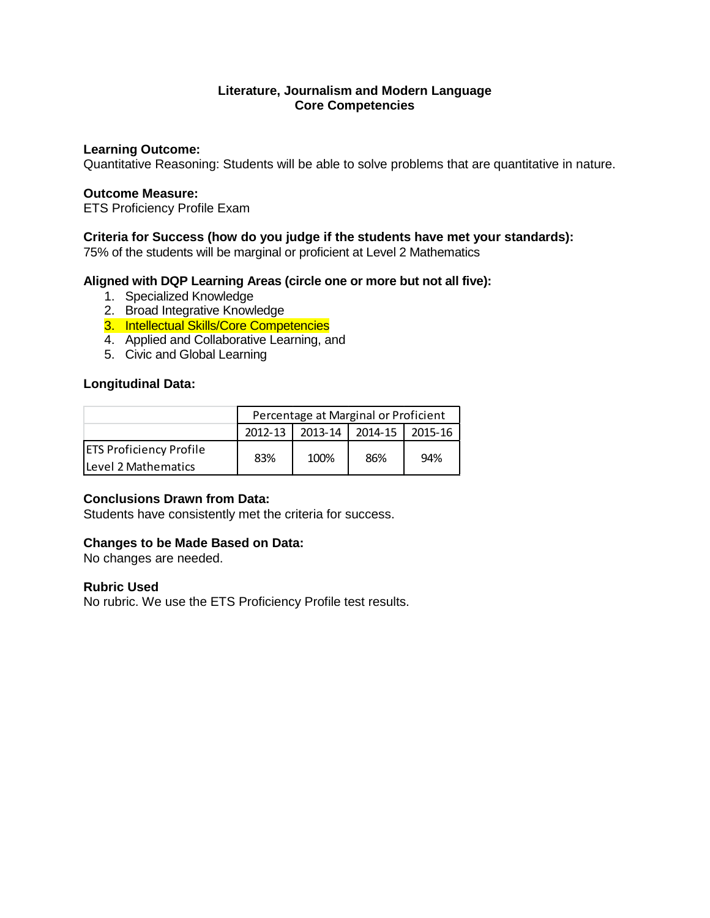**Literature, Journalism and Modern Language**
**Core Competencies**

**Learning Outcome:**
Quantitative Reasoning: Students will be able to solve problems that are quantitative in nature.

**Outcome Measure:**
ETS Proficiency Profile Exam

**Criteria for Success (how do you judge if the students have met your standards):**
75% of the students will be marginal or proficient at Level 2 Mathematics

**Aligned with DQP Learning Areas (circle one or more but not all five):**

1. Specialized Knowledge
2. Broad Integrative Knowledge
3. Intellectual Skills/Core Competencies
4. Applied and Collaborative Learning, and
5. Civic and Global Learning

**Longitudinal Data:**

| | Percentage at Marginal or Proficient | | | |
|---|---|---|---|---|
| | 2012-13 | 2013-14 | 2014-15 | 2015-16 |
| ETS Proficiency Profile Level 2 Mathematics | 83% | 100% | 86% | 94% |

**Conclusions Drawn from Data:**
Students have consistently met the criteria for success.

**Changes to be Made Based on Data:**
No changes are needed.

**Rubric Used**
No rubric. We use the ETS Proficiency Profile test results.